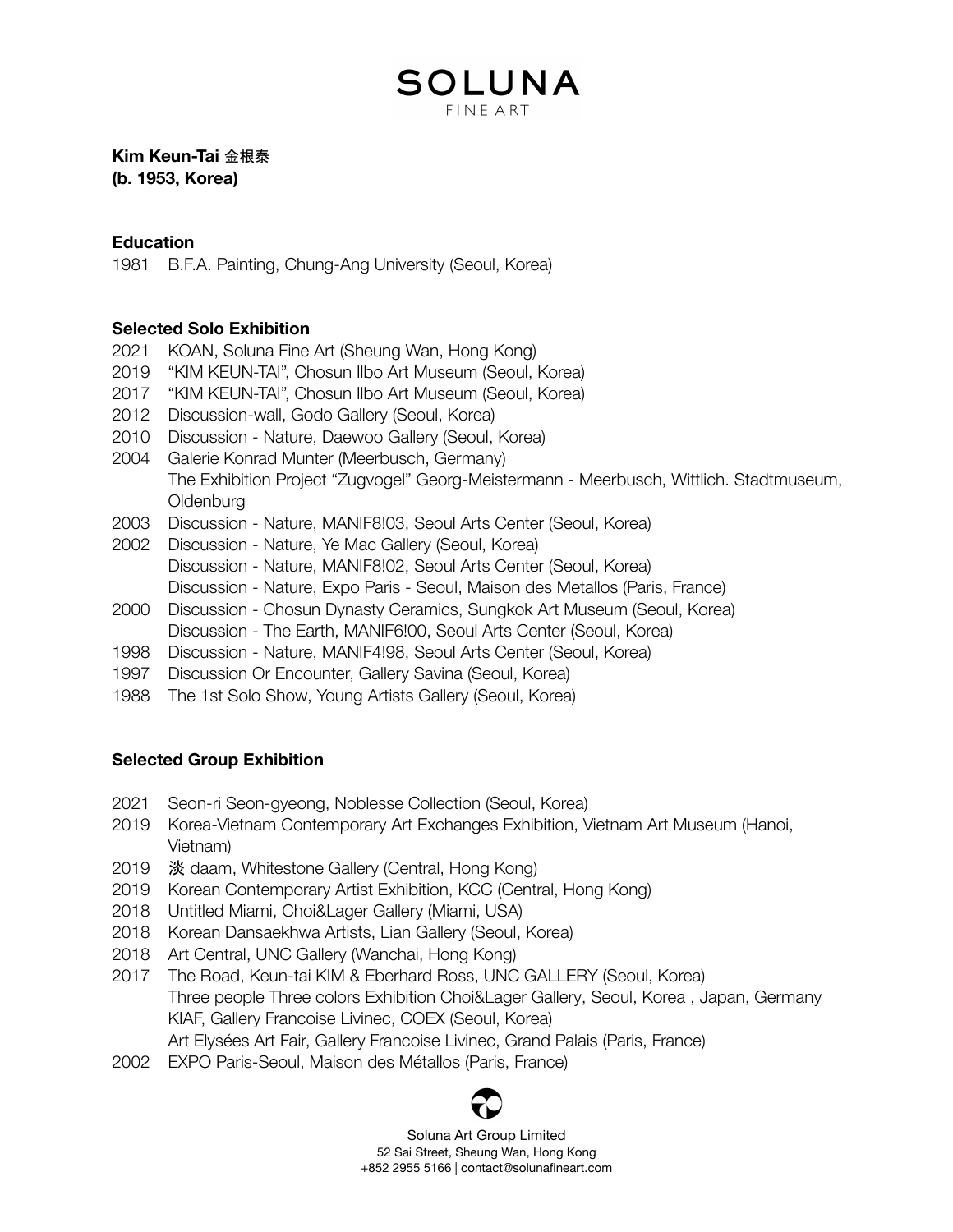# SOLUNA
FINE ART

**Kim Keun-Tai 金根泰**
**(b. 1953, Korea)**

## Education

1981 B.F.A. Painting, Chung-Ang University (Seoul, Korea)

## Selected Solo Exhibition

2021 KOAN, Soluna Fine Art (Sheung Wan, Hong Kong)
2019 "KIM KEUN-TAI", Chosun Ilbo Art Museum (Seoul, Korea)
2017 "KIM KEUN-TAI", Chosun Ilbo Art Museum (Seoul, Korea)
2012 Discussion-wall, Godo Gallery (Seoul, Korea)
2010 Discussion - Nature, Daewoo Gallery (Seoul, Korea)
2004 Galerie Konrad Munter (Meerbusch, Germany)
The Exhibition Project "Zugvogel" Georg-Meistermann - Meerbusch, Wittlich. Stadtmuseum, Oldenburg
2003 Discussion - Nature, MANIF8!03, Seoul Arts Center (Seoul, Korea)
2002 Discussion - Nature, Ye Mac Gallery (Seoul, Korea)
Discussion - Nature, MANIF8!02, Seoul Arts Center (Seoul, Korea)
Discussion - Nature, Expo Paris - Seoul, Maison des Metallos (Paris, France)
2000 Discussion - Chosun Dynasty Ceramics, Sungkok Art Museum (Seoul, Korea)
Discussion - The Earth, MANIF6!00, Seoul Arts Center (Seoul, Korea)
1998 Discussion - Nature, MANIF4!98, Seoul Arts Center (Seoul, Korea)
1997 Discussion Or Encounter, Gallery Savina (Seoul, Korea)
1988 The 1st Solo Show, Young Artists Gallery (Seoul, Korea)

## Selected Group Exhibition

2021 Seon-ri Seon-gyeong, Noblesse Collection (Seoul, Korea)
2019 Korea-Vietnam Contemporary Art Exchanges Exhibition, Vietnam Art Museum (Hanoi, Vietnam)
2019 淡 daam, Whitestone Gallery (Central, Hong Kong)
2019 Korean Contemporary Artist Exhibition, KCC (Central, Hong Kong)
2018 Untitled Miami, Choi&Lager Gallery (Miami, USA)
2018 Korean Dansaekhwa Artists, Lian Gallery (Seoul, Korea)
2018 Art Central, UNC Gallery (Wanchai, Hong Kong)
2017 The Road, Keun-tai KIM & Eberhard Ross, UNC GALLERY (Seoul, Korea)
Three people Three colors Exhibition Choi&Lager Gallery, Seoul, Korea , Japan, Germany
KIAF, Gallery Francoise Livinec, COEX (Seoul, Korea)
Art Elysées Art Fair, Gallery Francoise Livinec, Grand Palais (Paris, France)
2002 EXPO Paris-Seoul, Maison des Métallos (Paris, France)

Soluna Art Group Limited
52 Sai Street, Sheung Wan, Hong Kong
+852 2955 5166 | contact@solunafineart.com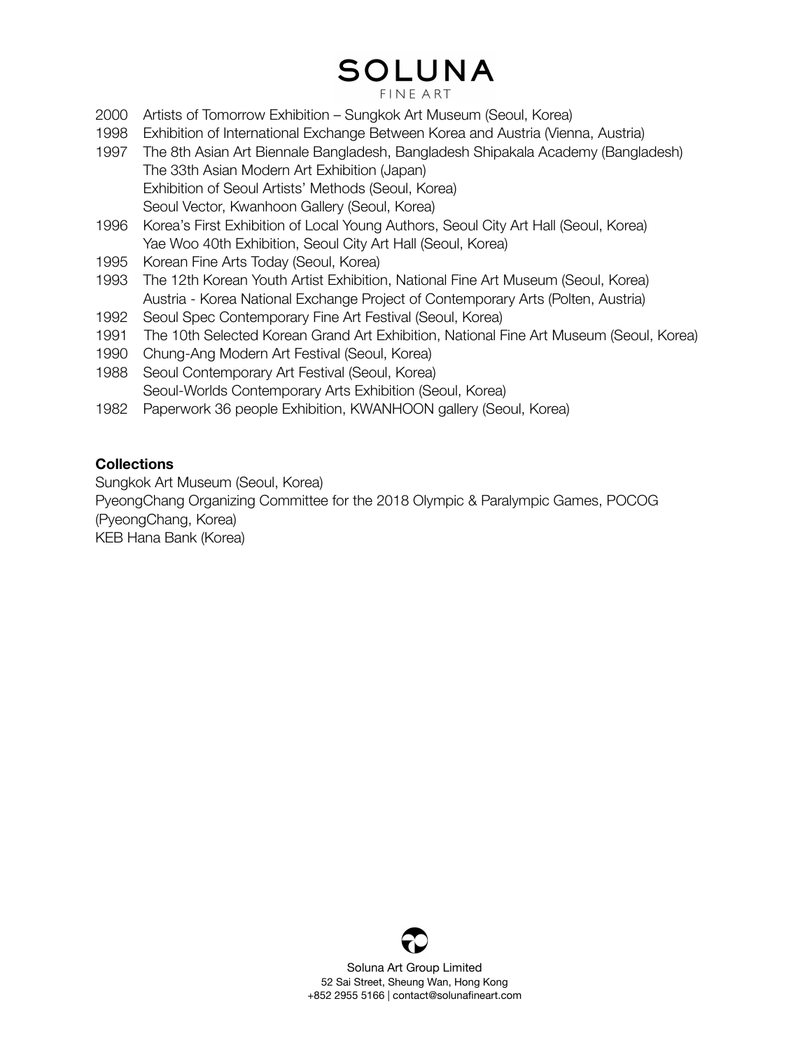2000 Artists of Tomorrow Exhibition – Sungkok Art Museum (Seoul, Korea)
1998 Exhibition of International Exchange Between Korea and Austria (Vienna, Austria)
1997 The 8th Asian Art Biennale Bangladesh, Bangladesh Shipakala Academy (Bangladesh)
The 33th Asian Modern Art Exhibition (Japan)
Exhibition of Seoul Artists' Methods (Seoul, Korea)
Seoul Vector, Kwanhoon Gallery (Seoul, Korea)
1996 Korea's First Exhibition of Local Young Authors, Seoul City Art Hall (Seoul, Korea)
Yae Woo 40th Exhibition, Seoul City Art Hall (Seoul, Korea)
1995 Korean Fine Arts Today (Seoul, Korea)
1993 The 12th Korean Youth Artist Exhibition, National Fine Art Museum (Seoul, Korea)
Austria - Korea National Exchange Project of Contemporary Arts (Polten, Austria)
1992 Seoul Spec Contemporary Fine Art Festival (Seoul, Korea)
1991 The 10th Selected Korean Grand Art Exhibition, National Fine Art Museum (Seoul, Korea)
1990 Chung-Ang Modern Art Festival (Seoul, Korea)
1988 Seoul Contemporary Art Festival (Seoul, Korea)
Seoul-Worlds Contemporary Arts Exhibition (Seoul, Korea)
1982 Paperwork 36 people Exhibition, KWANHOON gallery (Seoul, Korea)

**Collections**

Sungkok Art Museum (Seoul, Korea)
PyeongChang Organizing Committee for the 2018 Olympic & Paralympic Games, POCOG (PyeongChang, Korea)
KEB Hana Bank (Korea)